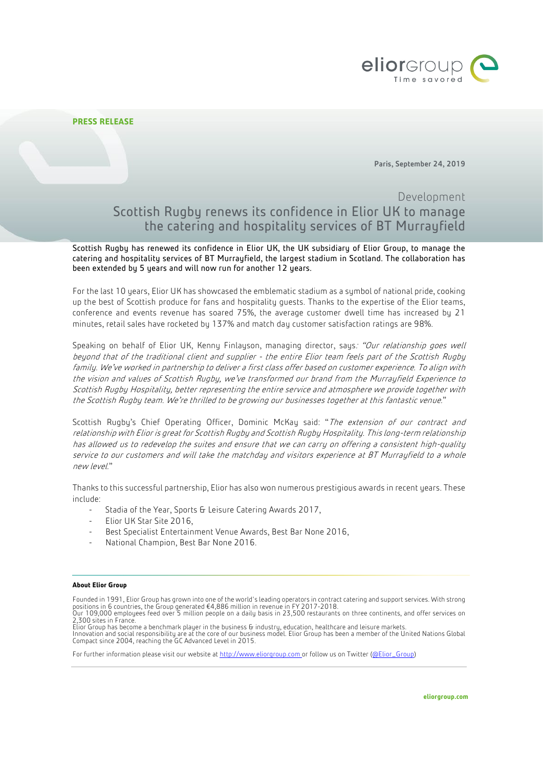**PRESS RELEASE**

**Paris, September 24, 2019**

Development

# Scottish Rugby renews its confidence in Elior UK to manage the catering and hospitality services of BT Murrayfield

Scottish Rugby has renewed its confidence in Elior UK, the UK subsidiary of Elior Group, to manage the catering and hospitality services of BT Murrayfield, the largest stadium in Scotland. The collaboration has been extended by 5 years and will now run for another 12 years.

For the last 10 years, Elior UK has showcased the emblematic stadium as a symbol of national pride, cooking up the best of Scottish produce for fans and hospitality guests. Thanks to the expertise of the Elior teams, conference and events revenue has soared 75%, the average customer dwell time has increased by 21 minutes, retail sales have rocketed by 137% and match day customer satisfaction ratings are 98%.

Speaking on behalf of Elior UK, Kenny Finlayson, managing director, says: *"Our relationship goes well beyond that of the traditional client and supplier - the entire Elior team feels part of the Scottish Rugby family. We've worked in partnership to deliver a first class offer based on customer experience. To align with the vision and values of Scottish Rugby, we've transformed our brand from the Murrayfield Experience to Scottish Rugby Hospitality, better representing the entire service and atmosphere we provide together with the Scottish Rugby team. We're thrilled to be growing our businesses together at this fantastic venue."*

Scottish Rugby's Chief Operating Officer, Dominic McKay said: "*The extension of our contract and relationship with Elior is great for Scottish Rugby and Scottish Rugby Hospitality. This long-term relationship has allowed us to redevelop the suites and ensure that we can carry on offering a consistent high-quality service to our customers and will take the matchday and visitors experience at BT Murrayfield to a whole new level.*"

Thanks to this successful partnership, Elior has also won numerous prestigious awards in recent years. These include:

- Stadia of the Year, Sports & Leisure Catering Awards 2017,
- Elior UK Star Site 2016,
- Best Specialist Entertainment Venue Awards, Best Bar None 2016,
- National Champion, Best Bar None 2016.

**About Elior Group**

Founded in 1991, Elior Group has grown into one of the world's leading operators in contract catering and support services. With strong positions in 6 countries, the Group generated €4,886 million in revenue in FY 2017-2018.
Our 109,000 employees feed over 5 million people on a daily basis in 23,500 restaurants on three continents, and offer services on 2,300 sites in France.
Elior Group has become a benchmark player in the business & industry, education, healthcare and leisure markets.
Innovation and social responsibility are at the core of our business model. Elior Group has been a member of the United Nations Global Compact since 2004, reaching the GC Advanced Level in 2015.

For further information please visit our website at http://www.eliorgroup.com or follow us on Twitter (@Elior_Group)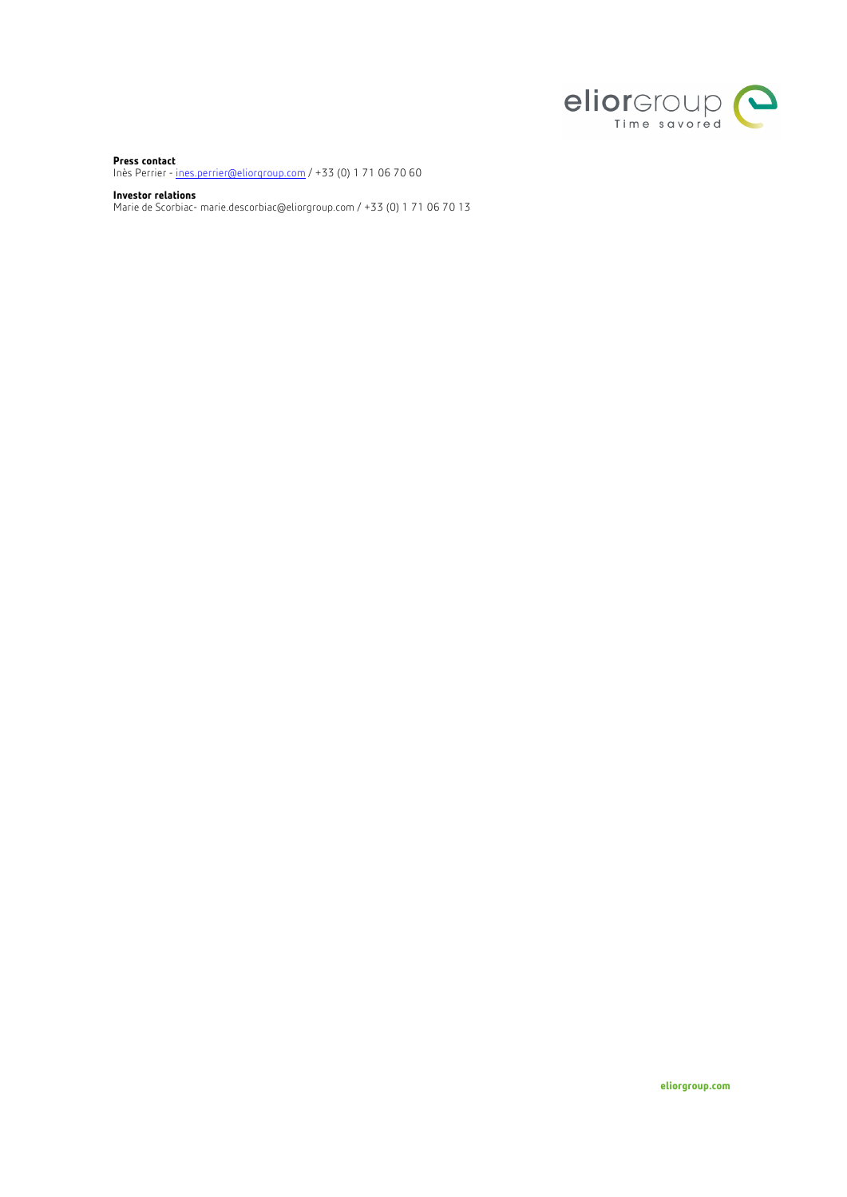**Press contact**
Inès Perrier - ines.perrier@eliorgroup.com / +33 (0) 1 71 06 70 60

**Investor relations**
Marie de Scorbiac- marie.descorbiac@eliorgroup.com / +33 (0) 1 71 06 70 13